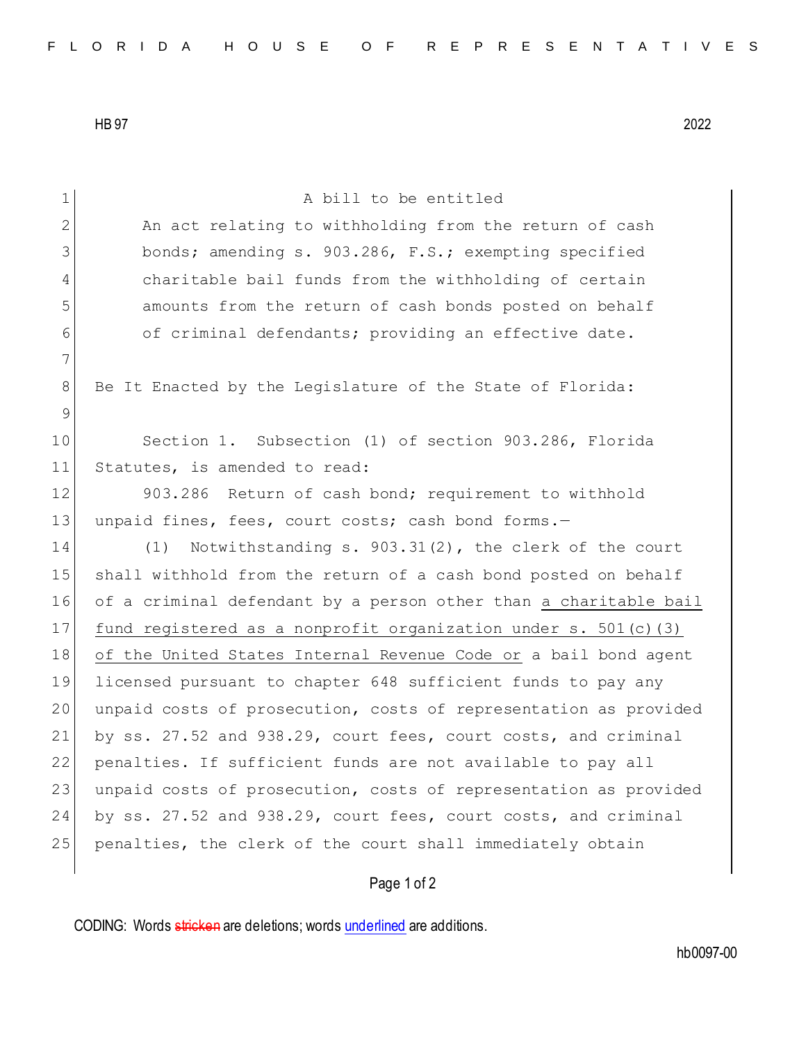HB 97 2022

A bill to be entitled

An act relating to withholding from the return of cash bonds; amending s. 903.286, F.S.; exempting specified charitable bail funds from the withholding of certain amounts from the return of cash bonds posted on behalf of criminal defendants; providing an effective date.

Be It Enacted by the Legislature of the State of Florida:

Section 1. Subsection (1) of section 903.286, Florida Statutes, is amended to read:

903.286 Return of cash bond; requirement to withhold unpaid fines, fees, court costs; cash bond forms.—

(1) Notwithstanding s. 903.31(2), the clerk of the court shall withhold from the return of a cash bond posted on behalf of a criminal defendant by a person other than <u>a charitable bail fund registered as a nonprofit organization under s. 501(c)(3) of the United States Internal Revenue Code or</u> a bail bond agent licensed pursuant to chapter 648 sufficient funds to pay any unpaid costs of prosecution, costs of representation as provided by ss. 27.52 and 938.29, court fees, court costs, and criminal penalties. If sufficient funds are not available to pay all unpaid costs of prosecution, costs of representation as provided by ss. 27.52 and 938.29, court fees, court costs, and criminal penalties, the clerk of the court shall immediately obtain

CODING: Words ~~stricken~~ are deletions; words <u>underlined</u> are additions.

hb0097-00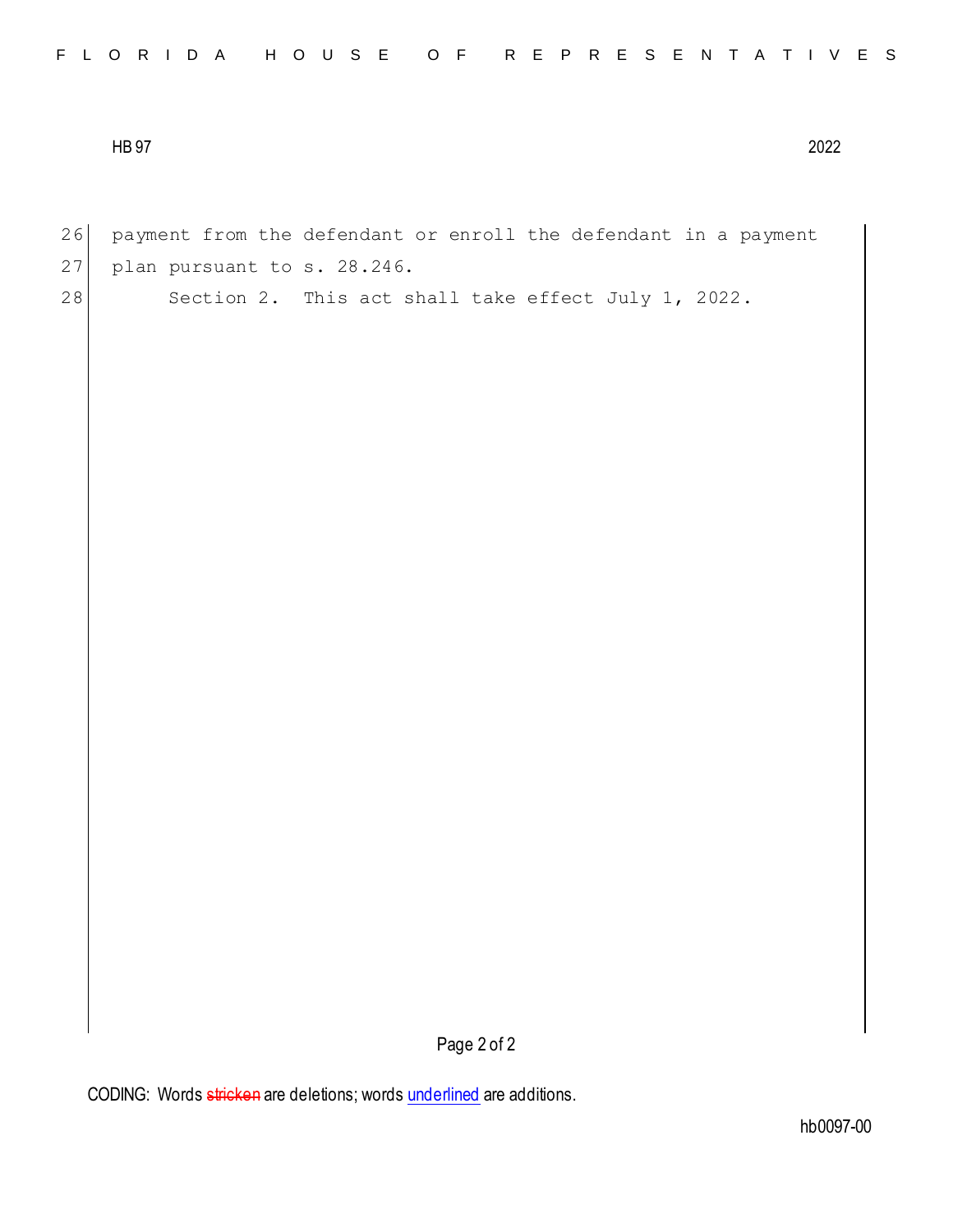payment from the defendant or enroll the defendant in a payment plan pursuant to s. 28.246.

Section 2. This act shall take effect July 1, 2022.